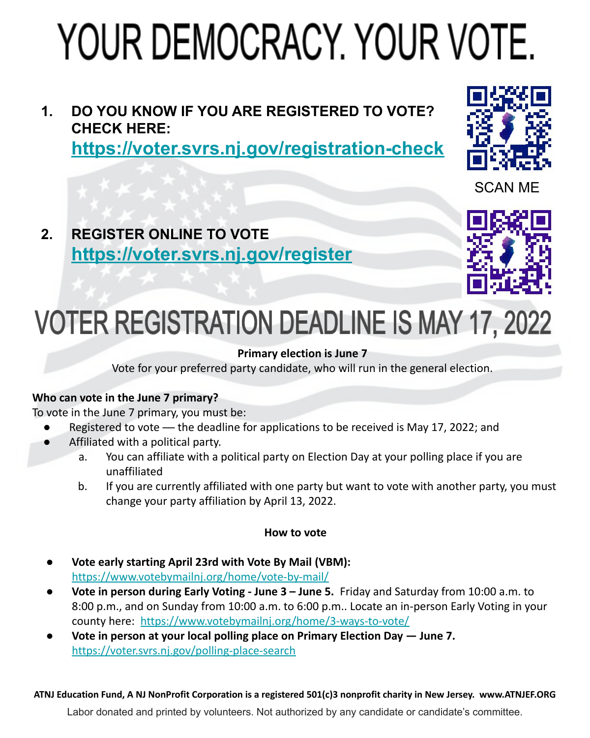# YOUR DEMOCRACY. YOUR VOTE.

1. **DO YOU KNOW IF YOU ARE REGISTERED TO VOTE? CHECK HERE:**
   **https://voter.svrs.nj.gov/registration-check**

SCAN ME

2. **REGISTER ONLINE TO VOTE**
   **https://voter.svrs.nj.gov/register**

# VOTER REGISTRATION DEADLINE IS MAY 17, 2022

**Primary election is June 7**

Vote for your preferred party candidate, who will run in the general election.

**Who can vote in the June 7 primary?**

To vote in the June 7 primary, you must be:

- Registered to vote — the deadline for applications to be received is May 17, 2022; and
- Affiliated with a political party.
  a. You can affiliate with a political party on Election Day at your polling place if you are unaffiliated
  b. If you are currently affiliated with one party but want to vote with another party, you must change your party affiliation by April 13, 2022.

**How to vote**

- **Vote early starting April 23rd with Vote By Mail (VBM):** https://www.votebymailnj.org/home/vote-by-mail/
- **Vote in person during Early Voting - June 3 – June 5.** Friday and Saturday from 10:00 a.m. to 8:00 p.m., and on Sunday from 10:00 a.m. to 6:00 p.m.. Locate an in-person Early Voting in your county here: https://www.votebymailnj.org/home/3-ways-to-vote/
- **Vote in person at your local polling place on Primary Election Day — June 7.** https://voter.svrs.nj.gov/polling-place-search

**ATNJ Education Fund, A NJ NonProfit Corporation is a registered 501(c)3 nonprofit charity in New Jersey. www.ATNJEF.ORG**

Labor donated and printed by volunteers. Not authorized by any candidate or candidate's committee.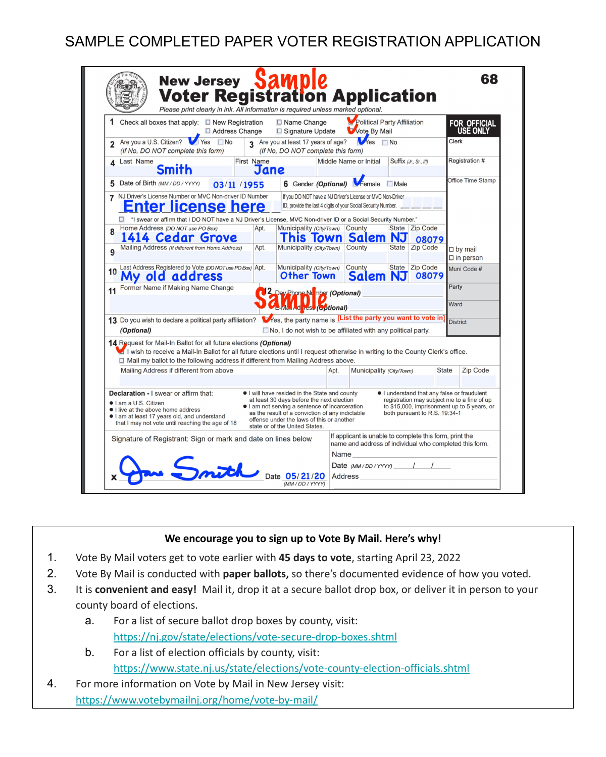# SAMPLE COMPLETED PAPER VOTER REGISTRATION APPLICATION

**New Jersey Voter Registration Application** — Sample — 68

*Please print clearly in ink. All information is required unless marked optional.*

**1** Check all boxes that apply: ☐ New Registration ☐ Name Change ☑ Political Party Affiliation ☐ Address Change ☐ Signature Update ☑ Vote By Mail

**2** Are you a U.S. Citizen? ☑ Yes ☐ No (If No, DO NOT complete this form)

**3** Are you at least 17 years of age? ☑ Yes ☐ No (If No, DO NOT complete this form)

**4** Last Name: Smith | First Name: Jane | Middle Name or Initial: | Suffix (Jr., Sr., III):

**5** Date of Birth (MM / DD / YYYY): 03/11/1955

**6** Gender (Optional) ☑ Female ☐ Male

**7** NJ Driver's License Number or MVC Non-driver ID Number: Enter license here

If you DO NOT have a NJ Driver's License or MVC Non-Driver ID, provide the last 4 digits of your Social Security Number. _ _ _ _

☐ "I swear or affirm that I DO NOT have a NJ Driver's License, MVC Non-driver ID or a Social Security Number."

**8** Home Address (DO NOT use PO Box): 1414 Cedar Grove | Apt. | Municipality (City/Town): This Town | County: Salem | State: NJ | Zip Code: 08079

**9** Mailing Address (If different from Home Address) | Apt. | Municipality (City/Town) | County | State | Zip Code

**10** Last Address Registered to Vote (DO NOT use PO Box): My old address | Apt. | Municipality (City/Town): Other Town | County: Salem | State: NJ | Zip Code: 08079

**11** Former Name if Making Name Change

**12** Day Phone Number (Optional) / E-Mail Address (Optional)

**13** Do you wish to declare a political party affiliation? (Optional)
☑ Yes, the party name is [List the party you want to vote in]
☐ No, I do not wish to be affiliated with any political party.

**14** Request for Mail-In Ballot for all future elections (Optional)
☑ I wish to receive a Mail-In Ballot for all future elections until I request otherwise in writing to the County Clerk's office.
☐ Mail my ballot to the following address if different from Mailing Address above.

Mailing Address if different from above | Apt. | Municipality (City/Town) | State | Zip Code

FOR OFFICIAL USE ONLY: Clerk | Registration # | Office Time Stamp | ☐ by mail ☐ in person | Muni Code # | Party | Ward | District

**Declaration** - I swear or affirm that:
- I am a U.S. Citizen
- I live at the above home address
- I am at least 17 years old, and understand that I may not vote until reaching the age of 18
- I will have resided in the State and county at least 30 days before the next election
- I am not serving a sentence of incarceration as the result of a conviction of any indictable offense under the laws of this or another state or of the United States.
- I understand that any false or fraudulent registration may subject me to a fine of up to $15,000, imprisonment up to 5 years, or both pursuant to R.S. 19:34-1

Signature of Registrant: Sign or mark and date on lines below
x Jane Smith Date 05/21/20 (MM / DD / YYYY)

If applicant is unable to complete this form, print the name and address of individual who completed this form.
Name
Date (MM / DD / YYYY) ___/___/___
Address

---

**We encourage you to sign up to Vote By Mail. Here's why!**

1. Vote By Mail voters get to vote earlier with **45 days to vote**, starting April 23, 2022
2. Vote By Mail is conducted with **paper ballots,** so there's documented evidence of how you voted.
3. It is **convenient and easy!** Mail it, drop it at a secure ballot drop box, or deliver it in person to your county board of elections.
   a. For a list of secure ballot drop boxes by county, visit: https://nj.gov/state/elections/vote-secure-drop-boxes.shtml
   b. For a list of election officials by county, visit: https://www.state.nj.us/state/elections/vote-county-election-officials.shtml
4. For more information on Vote by Mail in New Jersey visit: https://www.votebymailnj.org/home/vote-by-mail/